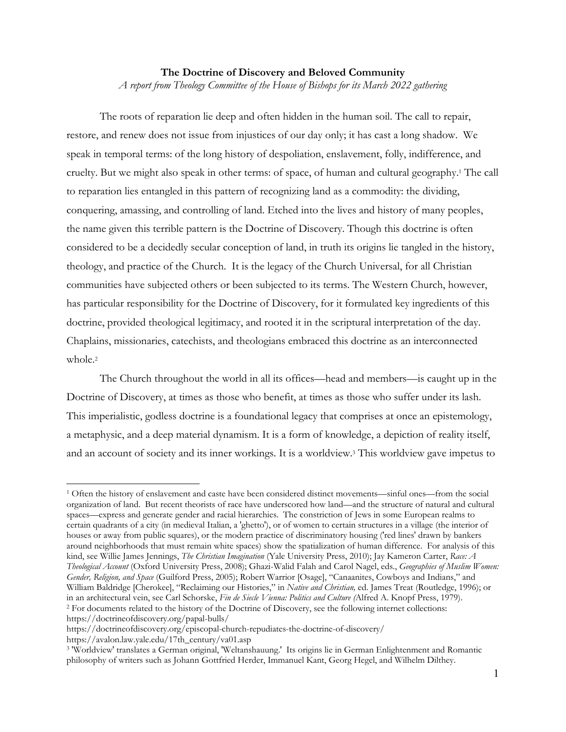**The Doctrine of Discovery and Beloved Community**

*A report from Theology Committee of the House of Bishops for its March 2022 gathering*

The roots of reparation lie deep and often hidden in the human soil. The call to repair, restore, and renew does not issue from injustices of our day only; it has cast a long shadow. We speak in temporal terms: of the long history of despoliation, enslavement, folly, indifference, and cruelty. But we might also speak in other terms: of space, of human and cultural geography.[1] The call to reparation lies entangled in this pattern of recognizing land as a commodity: the dividing, conquering, amassing, and controlling of land. Etched into the lives and history of many peoples, the name given this terrible pattern is the Doctrine of Discovery. Though this doctrine is often considered to be a decidedly secular conception of land, in truth its origins lie tangled in the history, theology, and practice of the Church. It is the legacy of the Church Universal, for all Christian communities have subjected others or been subjected to its terms. The Western Church, however, has particular responsibility for the Doctrine of Discovery, for it formulated key ingredients of this doctrine, provided theological legitimacy, and rooted it in the scriptural interpretation of the day. Chaplains, missionaries, catechists, and theologians embraced this doctrine as an interconnected whole.[2]

The Church throughout the world in all its offices—head and members—is caught up in the Doctrine of Discovery, at times as those who benefit, at times as those who suffer under its lash. This imperialistic, godless doctrine is a foundational legacy that comprises at once an epistemology, a metaphysic, and a deep material dynamism. It is a form of knowledge, a depiction of reality itself, and an account of society and its inner workings. It is a worldview.[3] This worldview gave impetus to

---

[1] Often the history of enslavement and caste have been considered distinct movements—sinful ones—from the social organization of land. But recent theorists of race have underscored how land—and the structure of natural and cultural spaces—express and generate gender and racial hierarchies. The constriction of Jews in some European realms to certain quadrants of a city (in medieval Italian, a 'ghetto'), or of women to certain structures in a village (the interior of houses or away from public squares), or the modern practice of discriminatory housing ('red lines' drawn by bankers around neighborhoods that must remain white spaces) show the spatialization of human difference. For analysis of this kind, see Willie James Jennings, *The Christian Imagination* (Yale University Press, 2010); Jay Kameron Carter, *Race: A Theological Account* (Oxford University Press, 2008); Ghazi-Walid Falah and Carol Nagel, eds., *Geographies of Muslim Women: Gender, Religion, and Space* (Guilford Press, 2005); Robert Warrior [Osage], "Canaanites, Cowboys and Indians," and William Baldridge [Cherokee], "Reclaiming our Histories," in *Native and Christian,* ed. James Treat (Routledge, 1996); or in an architectural vein, see Carl Schorske, *Fin de Siecle Vienna: Politics and Culture (*Alfred A. Knopf Press, 1979).

[2] For documents related to the history of the Doctrine of Discovery, see the following internet collections:
https://doctrineofdiscovery.org/papal-bulls/
https://doctrineofdiscovery.org/episcopal-church-repudiates-the-doctrine-of-discovery/
https://avalon.law.yale.edu/17th_century/va01.asp

[3] 'Worldview' translates a German original, 'Weltanshauung.' Its origins lie in German Enlightenment and Romantic philosophy of writers such as Johann Gottfried Herder, Immanuel Kant, Georg Hegel, and Wilhelm Dilthey.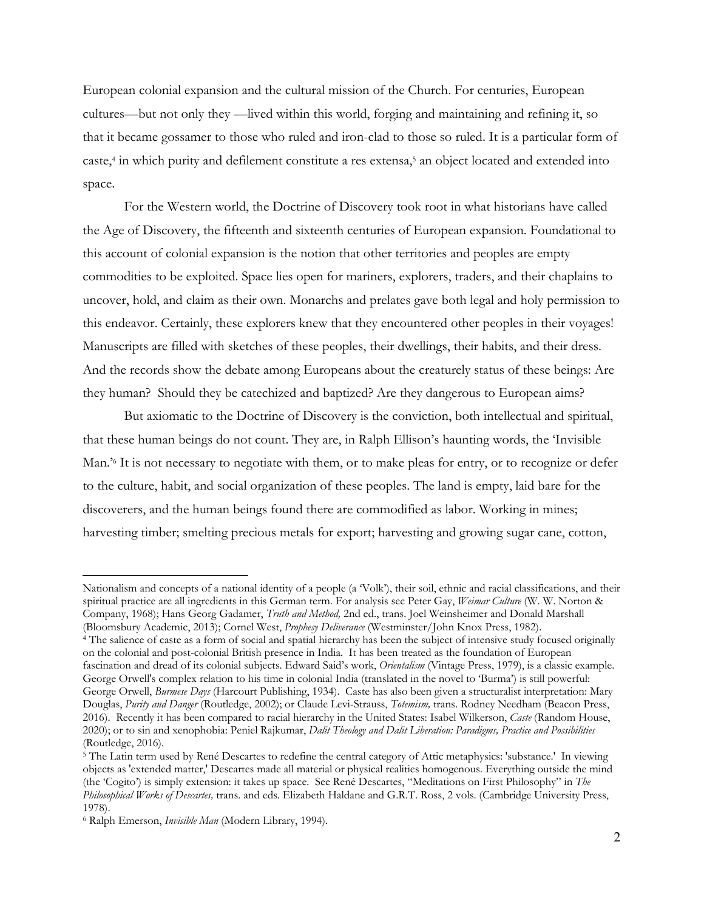European colonial expansion and the cultural mission of the Church. For centuries, European cultures—but not only they —lived within this world, forging and maintaining and refining it, so that it became gossamer to those who ruled and iron-clad to those so ruled. It is a particular form of caste,[4] in which purity and defilement constitute a res extensa,[5] an object located and extended into space.

For the Western world, the Doctrine of Discovery took root in what historians have called the Age of Discovery, the fifteenth and sixteenth centuries of European expansion. Foundational to this account of colonial expansion is the notion that other territories and peoples are empty commodities to be exploited. Space lies open for mariners, explorers, traders, and their chaplains to uncover, hold, and claim as their own. Monarchs and prelates gave both legal and holy permission to this endeavor. Certainly, these explorers knew that they encountered other peoples in their voyages! Manuscripts are filled with sketches of these peoples, their dwellings, their habits, and their dress. And the records show the debate among Europeans about the creaturely status of these beings: Are they human? Should they be catechized and baptized? Are they dangerous to European aims?

But axiomatic to the Doctrine of Discovery is the conviction, both intellectual and spiritual, that these human beings do not count. They are, in Ralph Ellison's haunting words, the 'Invisible Man.'[6] It is not necessary to negotiate with them, or to make pleas for entry, or to recognize or defer to the culture, habit, and social organization of these peoples. The land is empty, laid bare for the discoverers, and the human beings found there are commodified as labor. Working in mines; harvesting timber; smelting precious metals for export; harvesting and growing sugar cane, cotton,

---

Nationalism and concepts of a national identity of a people (a 'Volk'), their soil, ethnic and racial classifications, and their spiritual practice are all ingredients in this German term. For analysis see Peter Gay, *Weimar Culture* (W. W. Norton & Company, 1968); Hans Georg Gadamer, *Truth and Method,* 2nd ed., trans. Joel Weinsheimer and Donald Marshall (Bloomsbury Academic, 2013); Cornel West, *Prophesy Deliverance* (Westminster/John Knox Press, 1982).

[4] The salience of caste as a form of social and spatial hierarchy has been the subject of intensive study focused originally on the colonial and post-colonial British presence in India. It has been treated as the foundation of European fascination and dread of its colonial subjects. Edward Said's work, *Orientalism* (Vintage Press, 1979), is a classic example. George Orwell's complex relation to his time in colonial India (translated in the novel to 'Burma') is still powerful: George Orwell, *Burmese Days* (Harcourt Publishing, 1934). Caste has also been given a structuralist interpretation: Mary Douglas, *Purity and Danger* (Routledge, 2002); or Claude Levi-Strauss, *Totemism,* trans. Rodney Needham (Beacon Press, 2016). Recently it has been compared to racial hierarchy in the United States: Isabel Wilkerson, *Caste* (Random House, 2020); or to sin and xenophobia: Peniel Rajkumar, *Dalit Theology and Dalit Liberation: Paradigms, Practice and Possibilities* (Routledge, 2016).

[5] The Latin term used by René Descartes to redefine the central category of Attic metaphysics: 'substance.' In viewing objects as 'extended matter,' Descartes made all material or physical realities homogenous. Everything outside the mind (the 'Cogito') is simply extension: it takes up space. See René Descartes, "Meditations on First Philosophy" in *The Philosophical Works of Descartes,* trans. and eds. Elizabeth Haldane and G.R.T. Ross, 2 vols. (Cambridge University Press, 1978).

[6] Ralph Emerson, *Invisible Man* (Modern Library, 1994).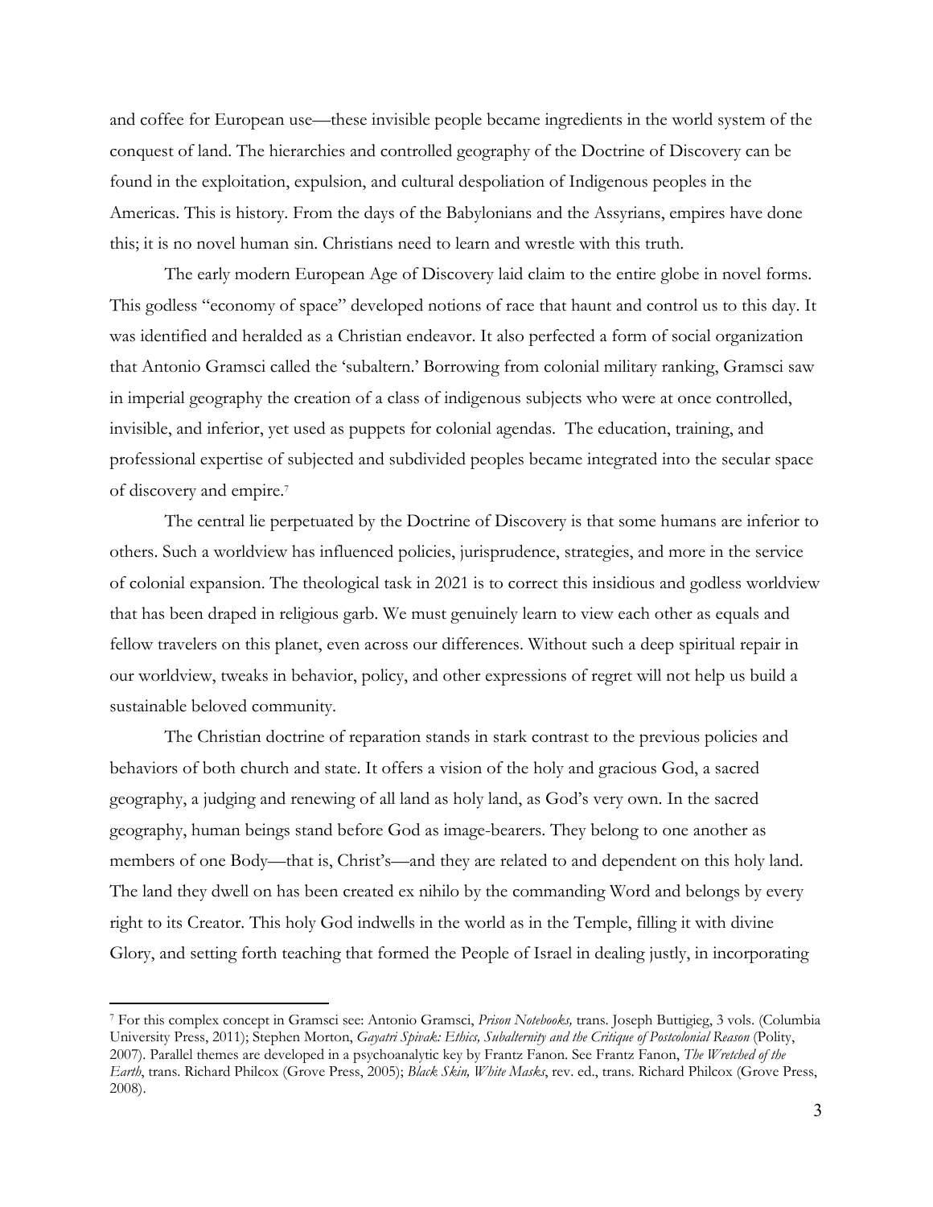and coffee for European use—these invisible people became ingredients in the world system of the conquest of land. The hierarchies and controlled geography of the Doctrine of Discovery can be found in the exploitation, expulsion, and cultural despoliation of Indigenous peoples in the Americas. This is history. From the days of the Babylonians and the Assyrians, empires have done this; it is no novel human sin. Christians need to learn and wrestle with this truth.

The early modern European Age of Discovery laid claim to the entire globe in novel forms. This godless "economy of space" developed notions of race that haunt and control us to this day. It was identified and heralded as a Christian endeavor. It also perfected a form of social organization that Antonio Gramsci called the 'subaltern.' Borrowing from colonial military ranking, Gramsci saw in imperial geography the creation of a class of indigenous subjects who were at once controlled, invisible, and inferior, yet used as puppets for colonial agendas. The education, training, and professional expertise of subjected and subdivided peoples became integrated into the secular space of discovery and empire.[7]

The central lie perpetuated by the Doctrine of Discovery is that some humans are inferior to others. Such a worldview has influenced policies, jurisprudence, strategies, and more in the service of colonial expansion. The theological task in 2021 is to correct this insidious and godless worldview that has been draped in religious garb. We must genuinely learn to view each other as equals and fellow travelers on this planet, even across our differences. Without such a deep spiritual repair in our worldview, tweaks in behavior, policy, and other expressions of regret will not help us build a sustainable beloved community.

The Christian doctrine of reparation stands in stark contrast to the previous policies and behaviors of both church and state. It offers a vision of the holy and gracious God, a sacred geography, a judging and renewing of all land as holy land, as God's very own. In the sacred geography, human beings stand before God as image-bearers. They belong to one another as members of one Body—that is, Christ's—and they are related to and dependent on this holy land. The land they dwell on has been created ex nihilo by the commanding Word and belongs by every right to its Creator. This holy God indwells in the world as in the Temple, filling it with divine Glory, and setting forth teaching that formed the People of Israel in dealing justly, in incorporating

---

[7] For this complex concept in Gramsci see: Antonio Gramsci, *Prison Notebooks,* trans. Joseph Buttigieg, 3 vols. (Columbia University Press, 2011); Stephen Morton, *Gayatri Spivak: Ethics, Subalternity and the Critique of Postcolonial Reason* (Polity, 2007). Parallel themes are developed in a psychoanalytic key by Frantz Fanon. See Frantz Fanon, *The Wretched of the Earth*, trans. Richard Philcox (Grove Press, 2005); *Black Skin, White Masks*, rev. ed., trans. Richard Philcox (Grove Press, 2008).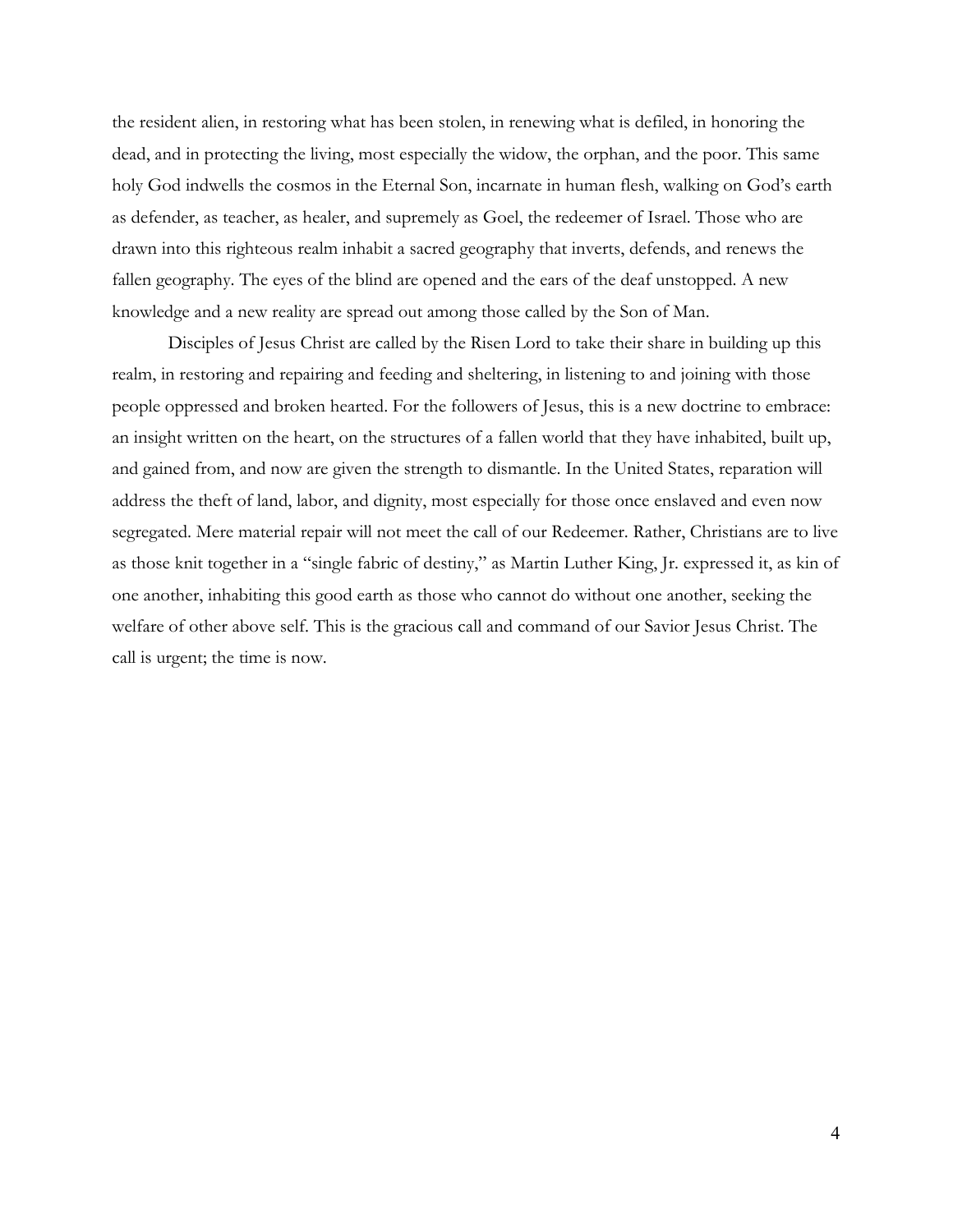the resident alien, in restoring what has been stolen, in renewing what is defiled, in honoring the dead, and in protecting the living, most especially the widow, the orphan, and the poor. This same holy God indwells the cosmos in the Eternal Son, incarnate in human flesh, walking on God's earth as defender, as teacher, as healer, and supremely as Goel, the redeemer of Israel. Those who are drawn into this righteous realm inhabit a sacred geography that inverts, defends, and renews the fallen geography. The eyes of the blind are opened and the ears of the deaf unstopped. A new knowledge and a new reality are spread out among those called by the Son of Man.

Disciples of Jesus Christ are called by the Risen Lord to take their share in building up this realm, in restoring and repairing and feeding and sheltering, in listening to and joining with those people oppressed and broken hearted. For the followers of Jesus, this is a new doctrine to embrace: an insight written on the heart, on the structures of a fallen world that they have inhabited, built up, and gained from, and now are given the strength to dismantle. In the United States, reparation will address the theft of land, labor, and dignity, most especially for those once enslaved and even now segregated. Mere material repair will not meet the call of our Redeemer. Rather, Christians are to live as those knit together in a "single fabric of destiny," as Martin Luther King, Jr. expressed it, as kin of one another, inhabiting this good earth as those who cannot do without one another, seeking the welfare of other above self. This is the gracious call and command of our Savior Jesus Christ. The call is urgent; the time is now.